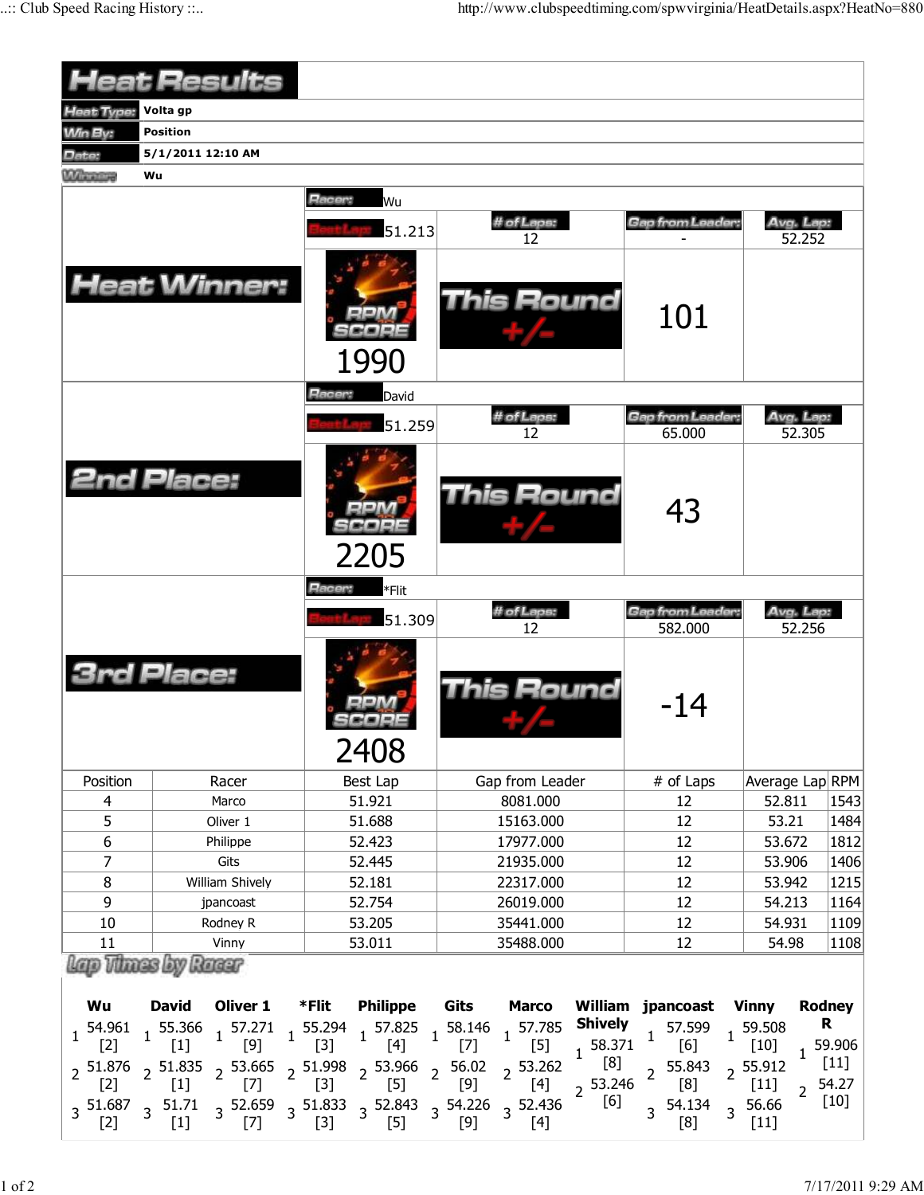# Heat Results

| | |
|---|---|
| Heat Type: | Volta gp |
| Win By: | Position |
| Date: | 5/1/2011 12:10 AM |
| Winners: | Wu |

## Heat Winner:

Racer: Wu

| Best Lap | # of Laps | Gap from Leader | Avg. Lap |
|---|---|---|---|
| 51.213 | 12 | - | 52.252 |

RPM SCORE: 1990

This Round +/-: 101

## 2nd Place:

Racer: David

| Best Lap | # of Laps | Gap from Leader | Avg. Lap |
|---|---|---|---|
| 51.259 | 12 | 65.000 | 52.305 |

RPM SCORE: 2205

This Round +/-: 43

## 3rd Place:

Racer: *Flit

| Best Lap | # of Laps | Gap from Leader | Avg. Lap |
|---|---|---|---|
| 51.309 | 12 | 582.000 | 52.256 |

RPM SCORE: 2408

This Round +/-: -14

| Position | Racer | Best Lap | Gap from Leader | # of Laps | Average Lap | RPM |
|---|---|---|---|---|---|---|
| 4 | Marco | 51.921 | 8081.000 | 12 | 52.811 | 1543 |
| 5 | Oliver 1 | 51.688 | 15163.000 | 12 | 53.21 | 1484 |
| 6 | Philippe | 52.423 | 17977.000 | 12 | 53.672 | 1812 |
| 7 | Gits | 52.445 | 21935.000 | 12 | 53.906 | 1406 |
| 8 | William Shively | 52.181 | 22317.000 | 12 | 53.942 | 1215 |
| 9 | jpancoast | 52.754 | 26019.000 | 12 | 54.213 | 1164 |
| 10 | Rodney R | 53.205 | 35441.000 | 12 | 54.931 | 1109 |
| 11 | Vinny | 53.011 | 35488.000 | 12 | 54.98 | 1108 |

## Lap Times by Racer

| Lap | Wu | David | Oliver 1 | *Flit | Philippe | Gits | Marco | William Shively | jpancoast | Vinny | Rodney R |
|---|---|---|---|---|---|---|---|---|---|---|---|
| 1 | 54.961 [2] | 55.366 [1] | 57.271 [9] | 55.294 [3] | 57.825 [4] | 58.146 [7] | 57.785 [5] | 58.371 [8] | 57.599 [6] | 59.508 [10] | 59.906 [11] |
| 2 | 51.876 [2] | 51.835 [1] | 53.665 [7] | 51.998 [3] | 53.966 [5] | 56.02 [9] | 53.262 [4] | 53.246 [6] | 55.843 [8] | 55.912 [11] | 54.27 [10] |
| 3 | 51.687 [2] | 51.71 [1] | 52.659 [7] | 51.833 [3] | 52.843 [5] | 54.226 [9] | 52.436 [4] | | 54.134 [8] | 56.66 [11] | |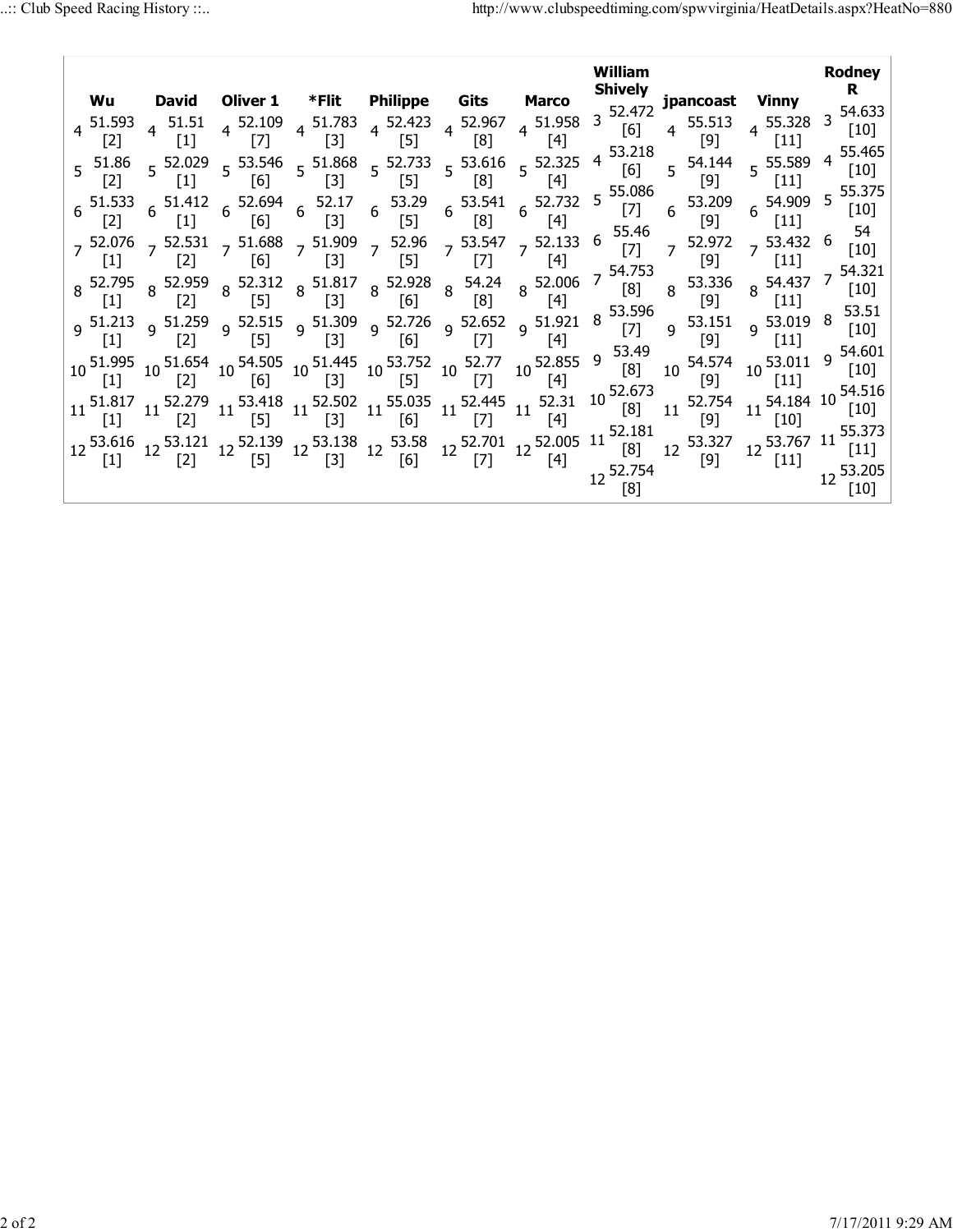| Wu | David | Oliver 1 | *Flit | Philippe | Gits | Marco | William Shively | jpancoast | Vinny | Rodney R |
|---|---|---|---|---|---|---|---|---|---|---|
| 4 51.593 [2] | 4 51.51 [1] | 4 52.109 [7] | 4 51.783 [3] | 4 52.423 [5] | 4 52.967 [8] | 4 51.958 [4] | 3 52.472 [6] | 4 55.513 [9] | 4 55.328 [11] | 3 54.633 [10] |
| 5 51.86 [2] | 5 52.029 [1] | 5 53.546 [6] | 5 51.868 [3] | 5 52.733 [5] | 5 53.616 [8] | 5 52.325 [4] | 4 53.218 [6] | 5 54.144 [9] | 5 55.589 [11] | 4 55.465 [10] |
| 6 51.533 [2] | 6 51.412 [1] | 6 52.694 [6] | 6 52.17 [3] | 6 53.29 [5] | 6 53.541 [8] | 6 52.732 [4] | 5 55.086 [7] | 6 53.209 [9] | 6 54.909 [11] | 5 55.375 [10] |
| 7 52.076 [1] | 7 52.531 [2] | 7 51.688 [6] | 7 51.909 [3] | 7 52.96 [5] | 7 53.547 [7] | 7 52.133 [4] | 6 55.46 [7] | 7 52.972 [9] | 7 53.432 [11] | 6 54 [10] |
| 8 52.795 [1] | 8 52.959 [2] | 8 52.312 [5] | 8 51.817 [3] | 8 52.928 [6] | 8 54.24 [8] | 8 52.006 [4] | 7 54.753 [8] | 8 53.336 [9] | 8 54.437 [11] | 7 54.321 [10] |
| 9 51.213 [1] | 9 51.259 [2] | 9 52.515 [5] | 9 51.309 [3] | 9 52.726 [6] | 9 52.652 [7] | 9 51.921 [4] | 8 53.596 [7] | 9 53.151 [9] | 9 53.019 [11] | 8 53.51 [10] |
| 10 51.995 [1] | 10 51.654 [2] | 10 54.505 [6] | 10 51.445 [3] | 10 53.752 [5] | 10 52.77 [7] | 10 52.855 [4] | 9 53.49 [8] | 10 54.574 [9] | 10 53.011 [11] | 9 54.601 [10] |
| 11 51.817 [1] | 11 52.279 [2] | 11 53.418 [5] | 11 52.502 [3] | 11 55.035 [6] | 11 52.445 [7] | 11 52.31 [4] | 10 52.673 [8] | 11 52.754 [9] | 11 54.184 [10] | 10 54.516 [10] |
| 12 53.616 [1] | 12 53.121 [2] | 12 52.139 [5] | 12 53.138 [3] | 12 53.58 [6] | 12 52.701 [7] | 12 52.005 [4] | 11 52.181 [8] | 12 53.327 [9] | 12 53.767 [11] | 11 55.373 [11] |
| | | | | | | | 12 52.754 [8] | | | 12 53.205 [10] |